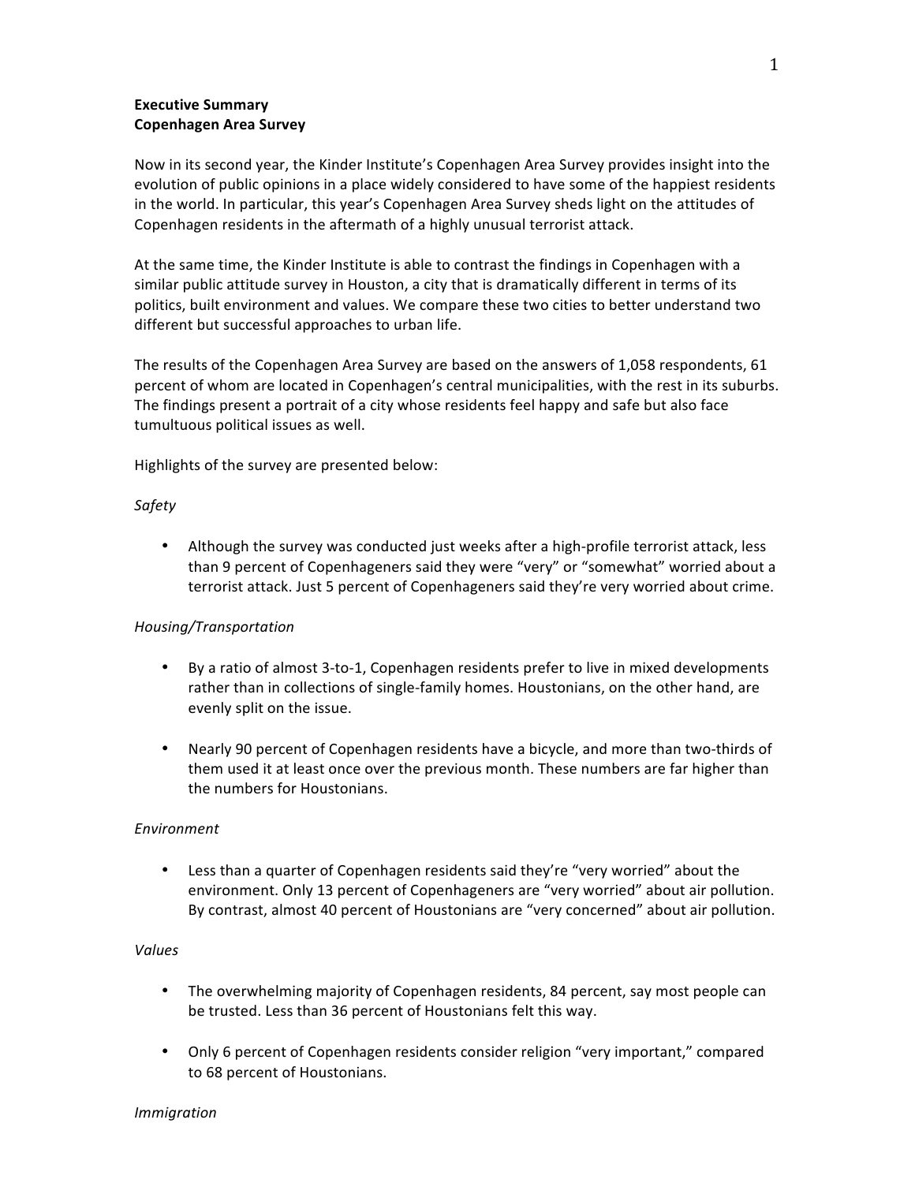**Executive Summary**
**Copenhagen Area Survey**

Now in its second year, the Kinder Institute's Copenhagen Area Survey provides insight into the evolution of public opinions in a place widely considered to have some of the happiest residents in the world. In particular, this year's Copenhagen Area Survey sheds light on the attitudes of Copenhagen residents in the aftermath of a highly unusual terrorist attack.

At the same time, the Kinder Institute is able to contrast the findings in Copenhagen with a similar public attitude survey in Houston, a city that is dramatically different in terms of its politics, built environment and values. We compare these two cities to better understand two different but successful approaches to urban life.

The results of the Copenhagen Area Survey are based on the answers of 1,058 respondents, 61 percent of whom are located in Copenhagen's central municipalities, with the rest in its suburbs. The findings present a portrait of a city whose residents feel happy and safe but also face tumultuous political issues as well.

Highlights of the survey are presented below:

*Safety*

- Although the survey was conducted just weeks after a high-profile terrorist attack, less than 9 percent of Copenhageners said they were "very" or "somewhat" worried about a terrorist attack. Just 5 percent of Copenhageners said they're very worried about crime.

*Housing/Transportation*

- By a ratio of almost 3-to-1, Copenhagen residents prefer to live in mixed developments rather than in collections of single-family homes. Houstonians, on the other hand, are evenly split on the issue.

- Nearly 90 percent of Copenhagen residents have a bicycle, and more than two-thirds of them used it at least once over the previous month. These numbers are far higher than the numbers for Houstonians.

*Environment*

- Less than a quarter of Copenhagen residents said they're "very worried" about the environment. Only 13 percent of Copenhageners are "very worried" about air pollution. By contrast, almost 40 percent of Houstonians are "very concerned" about air pollution.

*Values*

- The overwhelming majority of Copenhagen residents, 84 percent, say most people can be trusted. Less than 36 percent of Houstonians felt this way.

- Only 6 percent of Copenhagen residents consider religion "very important," compared to 68 percent of Houstonians.

*Immigration*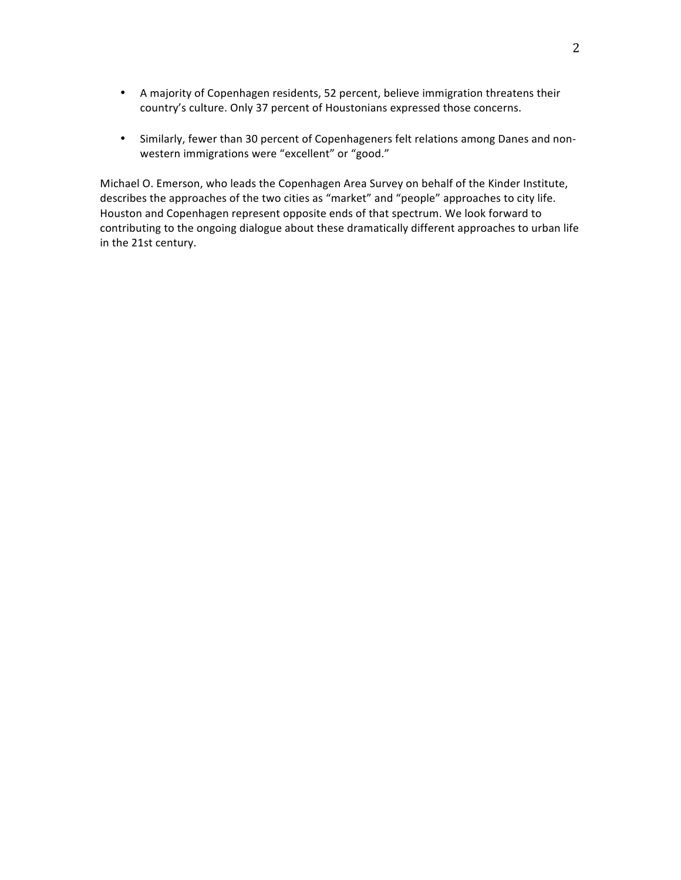- A majority of Copenhagen residents, 52 percent, believe immigration threatens their country's culture. Only 37 percent of Houstonians expressed those concerns.

- Similarly, fewer than 30 percent of Copenhageners felt relations among Danes and non-western immigrations were "excellent" or "good."

Michael O. Emerson, who leads the Copenhagen Area Survey on behalf of the Kinder Institute, describes the approaches of the two cities as "market" and "people" approaches to city life. Houston and Copenhagen represent opposite ends of that spectrum. We look forward to contributing to the ongoing dialogue about these dramatically different approaches to urban life in the 21st century.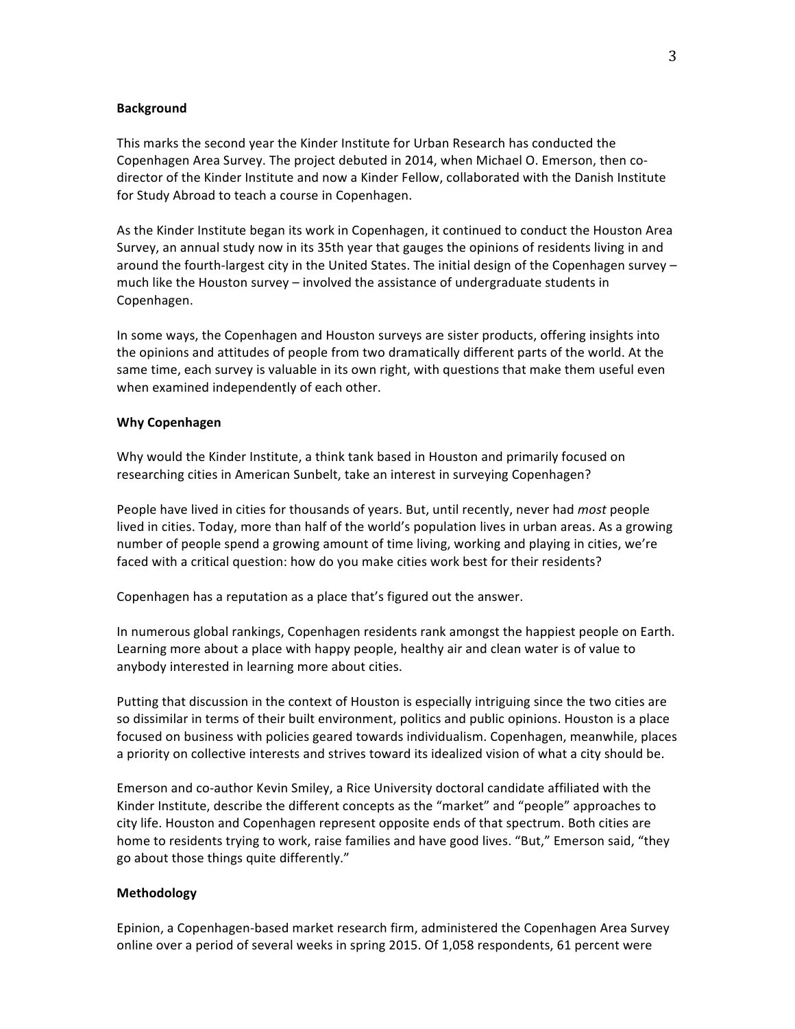**Background**

This marks the second year the Kinder Institute for Urban Research has conducted the Copenhagen Area Survey. The project debuted in 2014, when Michael O. Emerson, then co-director of the Kinder Institute and now a Kinder Fellow, collaborated with the Danish Institute for Study Abroad to teach a course in Copenhagen.

As the Kinder Institute began its work in Copenhagen, it continued to conduct the Houston Area Survey, an annual study now in its 35th year that gauges the opinions of residents living in and around the fourth-largest city in the United States. The initial design of the Copenhagen survey – much like the Houston survey – involved the assistance of undergraduate students in Copenhagen.

In some ways, the Copenhagen and Houston surveys are sister products, offering insights into the opinions and attitudes of people from two dramatically different parts of the world. At the same time, each survey is valuable in its own right, with questions that make them useful even when examined independently of each other.

**Why Copenhagen**

Why would the Kinder Institute, a think tank based in Houston and primarily focused on researching cities in American Sunbelt, take an interest in surveying Copenhagen?

People have lived in cities for thousands of years. But, until recently, never had *most* people lived in cities. Today, more than half of the world's population lives in urban areas. As a growing number of people spend a growing amount of time living, working and playing in cities, we're faced with a critical question: how do you make cities work best for their residents?

Copenhagen has a reputation as a place that's figured out the answer.

In numerous global rankings, Copenhagen residents rank amongst the happiest people on Earth. Learning more about a place with happy people, healthy air and clean water is of value to anybody interested in learning more about cities.

Putting that discussion in the context of Houston is especially intriguing since the two cities are so dissimilar in terms of their built environment, politics and public opinions. Houston is a place focused on business with policies geared towards individualism. Copenhagen, meanwhile, places a priority on collective interests and strives toward its idealized vision of what a city should be.

Emerson and co-author Kevin Smiley, a Rice University doctoral candidate affiliated with the Kinder Institute, describe the different concepts as the "market" and "people" approaches to city life. Houston and Copenhagen represent opposite ends of that spectrum. Both cities are home to residents trying to work, raise families and have good lives. "But," Emerson said, "they go about those things quite differently."

**Methodology**

Epinion, a Copenhagen-based market research firm, administered the Copenhagen Area Survey online over a period of several weeks in spring 2015. Of 1,058 respondents, 61 percent were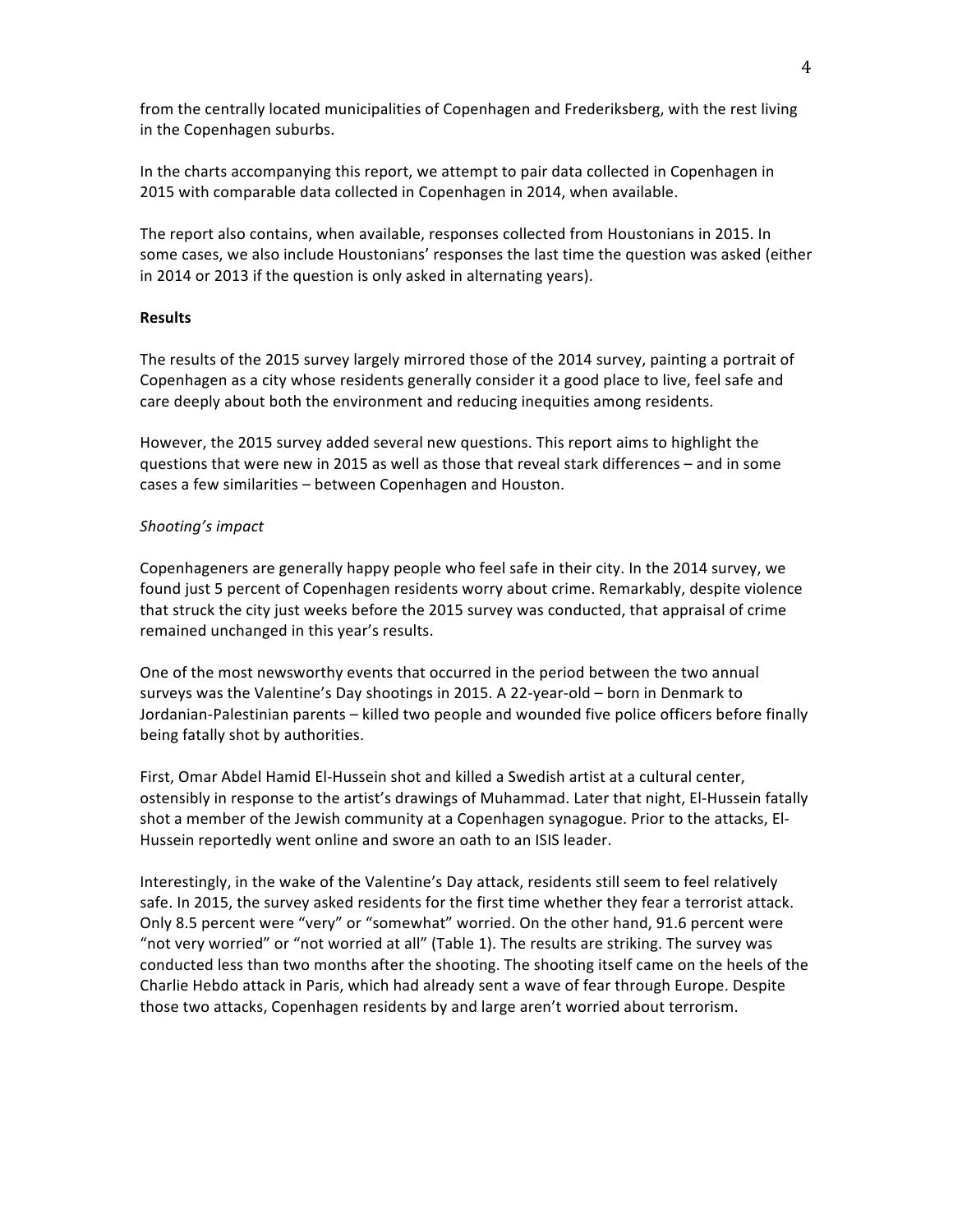from the centrally located municipalities of Copenhagen and Frederiksberg, with the rest living in the Copenhagen suburbs.

In the charts accompanying this report, we attempt to pair data collected in Copenhagen in 2015 with comparable data collected in Copenhagen in 2014, when available.

The report also contains, when available, responses collected from Houstonians in 2015. In some cases, we also include Houstonians' responses the last time the question was asked (either in 2014 or 2013 if the question is only asked in alternating years).

**Results**

The results of the 2015 survey largely mirrored those of the 2014 survey, painting a portrait of Copenhagen as a city whose residents generally consider it a good place to live, feel safe and care deeply about both the environment and reducing inequities among residents.

However, the 2015 survey added several new questions. This report aims to highlight the questions that were new in 2015 as well as those that reveal stark differences – and in some cases a few similarities – between Copenhagen and Houston.

*Shooting's impact*

Copenhageners are generally happy people who feel safe in their city. In the 2014 survey, we found just 5 percent of Copenhagen residents worry about crime. Remarkably, despite violence that struck the city just weeks before the 2015 survey was conducted, that appraisal of crime remained unchanged in this year's results.

One of the most newsworthy events that occurred in the period between the two annual surveys was the Valentine's Day shootings in 2015. A 22-year-old – born in Denmark to Jordanian-Palestinian parents – killed two people and wounded five police officers before finally being fatally shot by authorities.

First, Omar Abdel Hamid El-Hussein shot and killed a Swedish artist at a cultural center, ostensibly in response to the artist's drawings of Muhammad. Later that night, El-Hussein fatally shot a member of the Jewish community at a Copenhagen synagogue. Prior to the attacks, El-Hussein reportedly went online and swore an oath to an ISIS leader.

Interestingly, in the wake of the Valentine's Day attack, residents still seem to feel relatively safe. In 2015, the survey asked residents for the first time whether they fear a terrorist attack. Only 8.5 percent were "very" or "somewhat" worried. On the other hand, 91.6 percent were "not very worried" or "not worried at all" (Table 1). The results are striking. The survey was conducted less than two months after the shooting. The shooting itself came on the heels of the Charlie Hebdo attack in Paris, which had already sent a wave of fear through Europe. Despite those two attacks, Copenhagen residents by and large aren't worried about terrorism.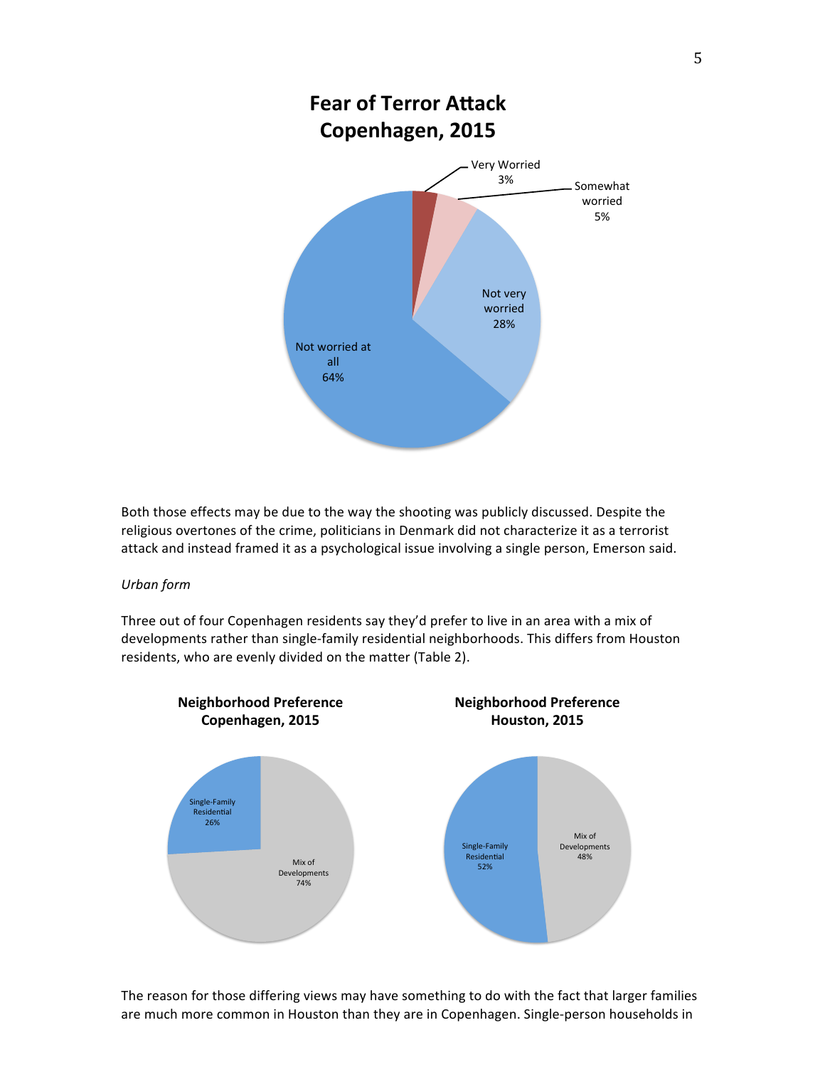**Fear of Terror Attack Copenhagen, 2015**

Very Worried 3%

Somewhat worried 5%

Not very worried 28%

Not worried at all 64%

Both those effects may be due to the way the shooting was publicly discussed. Despite the religious overtones of the crime, politicians in Denmark did not characterize it as a terrorist attack and instead framed it as a psychological issue involving a single person, Emerson said.

*Urban form*

Three out of four Copenhagen residents say they'd prefer to live in an area with a mix of developments rather than single-family residential neighborhoods. This differs from Houston residents, who are evenly divided on the matter (Table 2).

**Neighborhood Preference Copenhagen, 2015**

Single-Family Residential 26%

Mix of Developments 74%

**Neighborhood Preference Houston, 2015**

Single-Family Residential 52%

Mix of Developments 48%

The reason for those differing views may have something to do with the fact that larger families are much more common in Houston than they are in Copenhagen. Single-person households in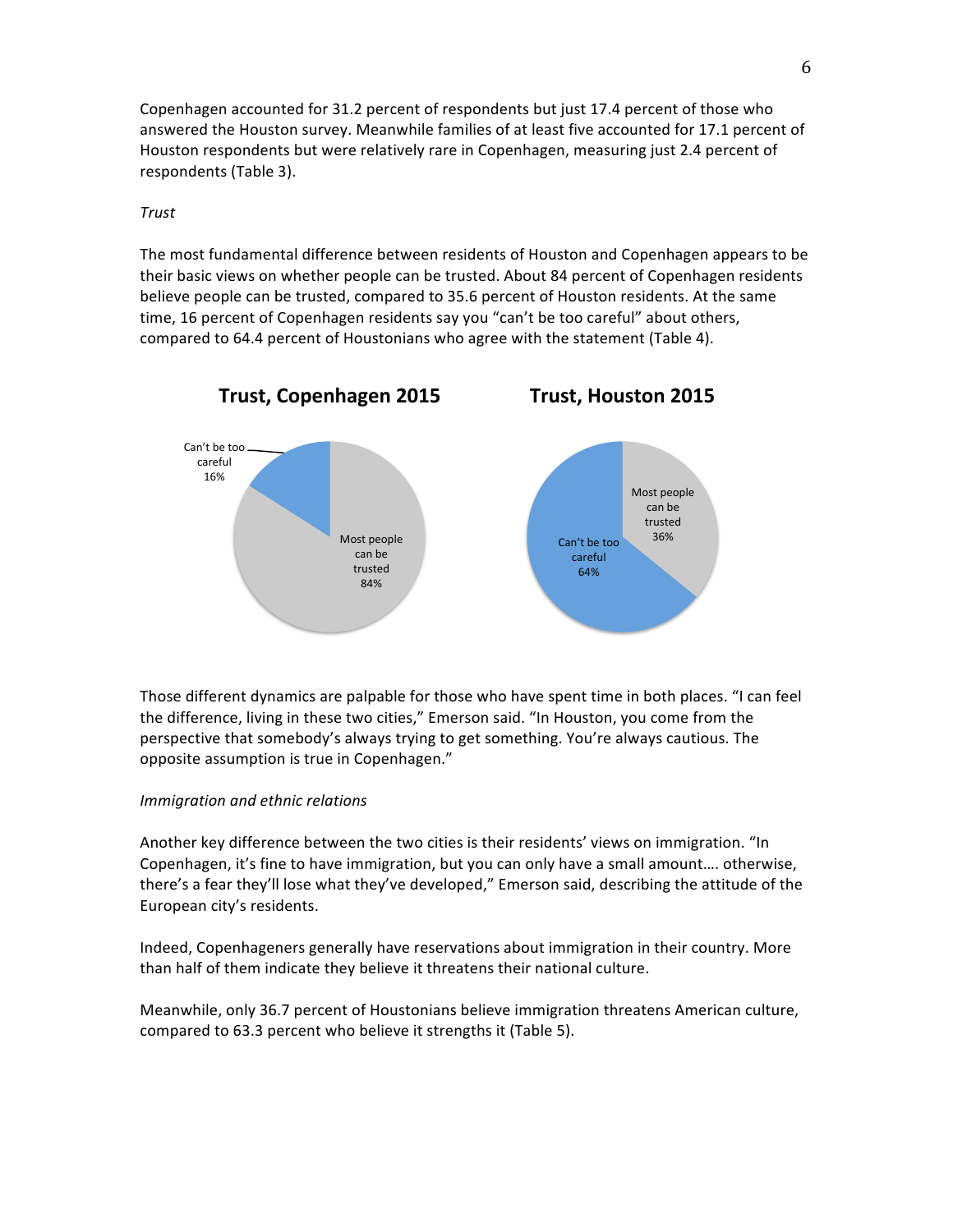Copenhagen accounted for 31.2 percent of respondents but just 17.4 percent of those who answered the Houston survey. Meanwhile families of at least five accounted for 17.1 percent of Houston respondents but were relatively rare in Copenhagen, measuring just 2.4 percent of respondents (Table 3).

*Trust*

The most fundamental difference between residents of Houston and Copenhagen appears to be their basic views on whether people can be trusted. About 84 percent of Copenhagen residents believe people can be trusted, compared to 35.6 percent of Houston residents. At the same time, 16 percent of Copenhagen residents say you "can't be too careful" about others, compared to 64.4 percent of Houstonians who agree with the statement (Table 4).

**Trust, Copenhagen 2015**

Can't be too careful 16%

Most people can be trusted 84%

**Trust, Houston 2015**

Most people can be trusted 36%

Can't be too careful 64%

Those different dynamics are palpable for those who have spent time in both places. "I can feel the difference, living in these two cities," Emerson said. "In Houston, you come from the perspective that somebody's always trying to get something. You're always cautious. The opposite assumption is true in Copenhagen."

*Immigration and ethnic relations*

Another key difference between the two cities is their residents' views on immigration. "In Copenhagen, it's fine to have immigration, but you can only have a small amount…. otherwise, there's a fear they'll lose what they've developed," Emerson said, describing the attitude of the European city's residents.

Indeed, Copenhageners generally have reservations about immigration in their country. More than half of them indicate they believe it threatens their national culture.

Meanwhile, only 36.7 percent of Houstonians believe immigration threatens American culture, compared to 63.3 percent who believe it strengths it (Table 5).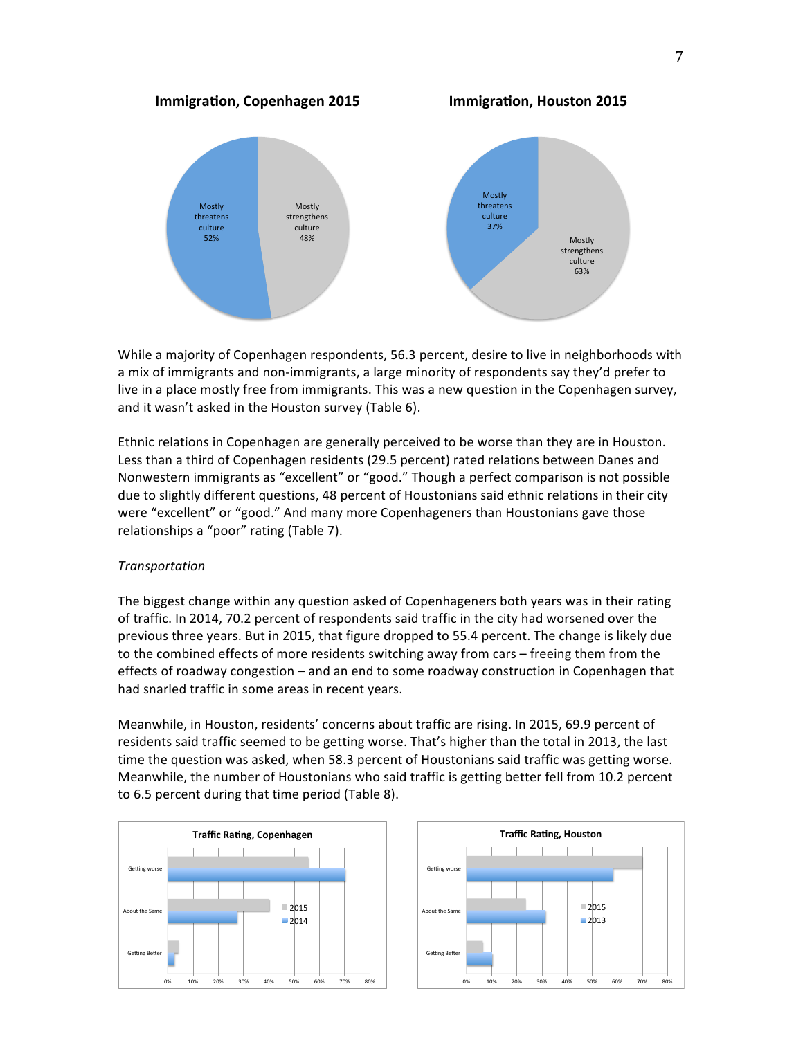**Immigration, Copenhagen 2015**

Mostly threatens culture 52%

Mostly strengthens culture 48%

**Immigration, Houston 2015**

Mostly threatens culture 37%

Mostly strengthens culture 63%

While a majority of Copenhagen respondents, 56.3 percent, desire to live in neighborhoods with a mix of immigrants and non-immigrants, a large minority of respondents say they'd prefer to live in a place mostly free from immigrants. This was a new question in the Copenhagen survey, and it wasn't asked in the Houston survey (Table 6).

Ethnic relations in Copenhagen are generally perceived to be worse than they are in Houston. Less than a third of Copenhagen residents (29.5 percent) rated relations between Danes and Nonwestern immigrants as "excellent" or "good." Though a perfect comparison is not possible due to slightly different questions, 48 percent of Houstonians said ethnic relations in their city were "excellent" or "good." And many more Copenhageners than Houstonians gave those relationships a "poor" rating (Table 7).

*Transportation*

The biggest change within any question asked of Copenhageners both years was in their rating of traffic. In 2014, 70.2 percent of respondents said traffic in the city had worsened over the previous three years. But in 2015, that figure dropped to 55.4 percent. The change is likely due to the combined effects of more residents switching away from cars – freeing them from the effects of roadway congestion – and an end to some roadway construction in Copenhagen that had snarled traffic in some areas in recent years.

Meanwhile, in Houston, residents' concerns about traffic are rising. In 2015, 69.9 percent of residents said traffic seemed to be getting worse. That's higher than the total in 2013, the last time the question was asked, when 58.3 percent of Houstonians said traffic was getting worse. Meanwhile, the number of Houstonians who said traffic is getting better fell from 10.2 percent to 6.5 percent during that time period (Table 8).

**Traffic Rating, Copenhagen**

Categories: Getting worse, About the Same, Getting Better; Series: 2015, 2014; Axis: 0%–80%

**Traffic Rating, Houston**

Categories: Getting worse, About the Same, Getting Better; Series: 2015, 2013; Axis: 0%–80%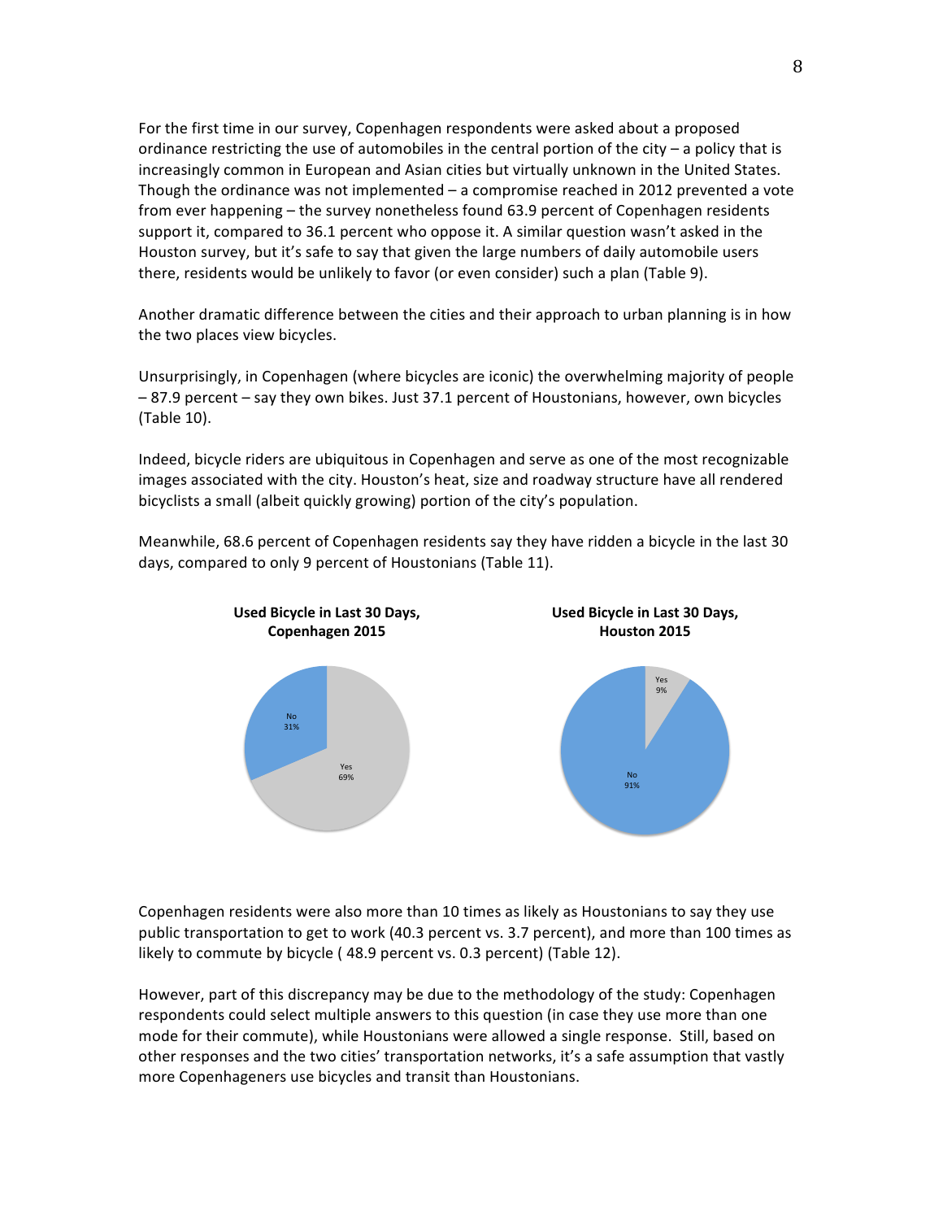For the first time in our survey, Copenhagen respondents were asked about a proposed ordinance restricting the use of automobiles in the central portion of the city – a policy that is increasingly common in European and Asian cities but virtually unknown in the United States. Though the ordinance was not implemented – a compromise reached in 2012 prevented a vote from ever happening – the survey nonetheless found 63.9 percent of Copenhagen residents support it, compared to 36.1 percent who oppose it. A similar question wasn't asked in the Houston survey, but it's safe to say that given the large numbers of daily automobile users there, residents would be unlikely to favor (or even consider) such a plan (Table 9).

Another dramatic difference between the cities and their approach to urban planning is in how the two places view bicycles.

Unsurprisingly, in Copenhagen (where bicycles are iconic) the overwhelming majority of people – 87.9 percent – say they own bikes. Just 37.1 percent of Houstonians, however, own bicycles (Table 10).

Indeed, bicycle riders are ubiquitous in Copenhagen and serve as one of the most recognizable images associated with the city. Houston's heat, size and roadway structure have all rendered bicyclists a small (albeit quickly growing) portion of the city's population.

Meanwhile, 68.6 percent of Copenhagen residents say they have ridden a bicycle in the last 30 days, compared to only 9 percent of Houstonians (Table 11).

**Used Bicycle in Last 30 Days, Copenhagen 2015**

| Response | Percent |
|---|---|
| Yes | 69% |
| No | 31% |

**Used Bicycle in Last 30 Days, Houston 2015**

| Response | Percent |
|---|---|
| Yes | 9% |
| No | 91% |

Copenhagen residents were also more than 10 times as likely as Houstonians to say they use public transportation to get to work (40.3 percent vs. 3.7 percent), and more than 100 times as likely to commute by bicycle ( 48.9 percent vs. 0.3 percent) (Table 12).

However, part of this discrepancy may be due to the methodology of the study: Copenhagen respondents could select multiple answers to this question (in case they use more than one mode for their commute), while Houstonians were allowed a single response. Still, based on other responses and the two cities' transportation networks, it's a safe assumption that vastly more Copenhageners use bicycles and transit than Houstonians.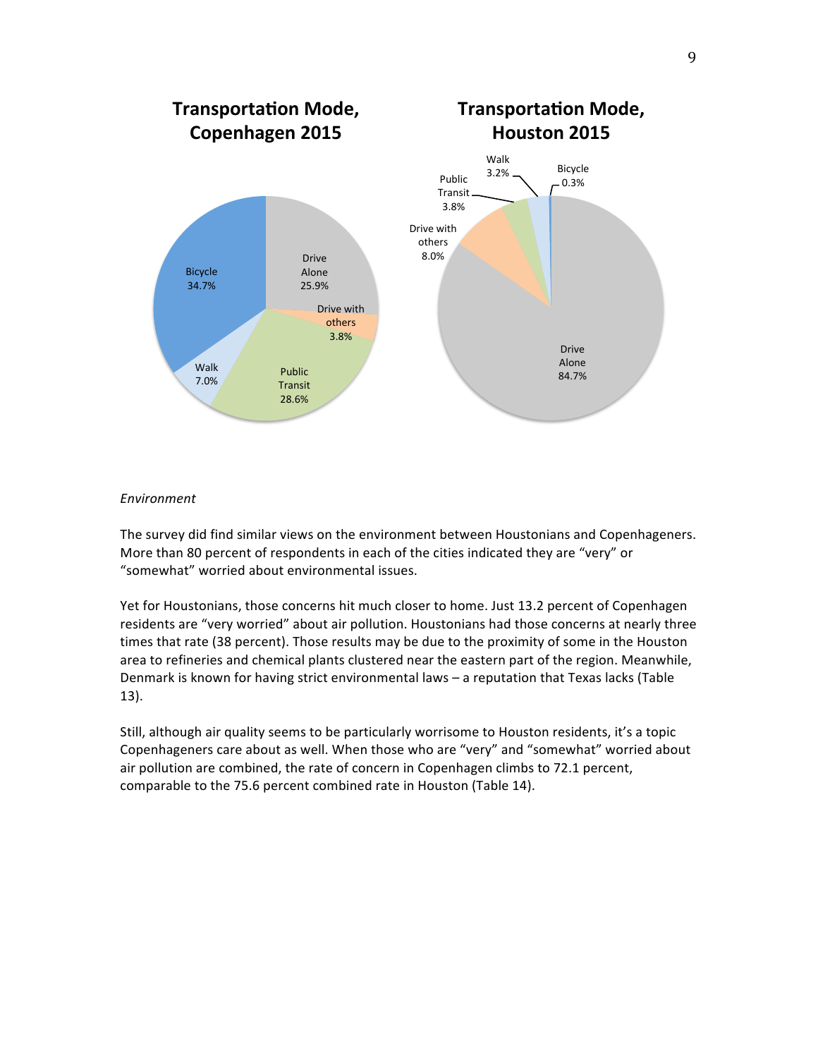**Transportation Mode, Copenhagen 2015**

- Bicycle 34.7%
- Drive Alone 25.9%
- Drive with others 3.8%
- Public Transit 28.6%
- Walk 7.0%

**Transportation Mode, Houston 2015**

- Drive Alone 84.7%
- Drive with others 8.0%
- Public Transit 3.8%
- Walk 3.2%
- Bicycle 0.3%

*Environment*

The survey did find similar views on the environment between Houstonians and Copenhageners. More than 80 percent of respondents in each of the cities indicated they are "very" or "somewhat" worried about environmental issues.

Yet for Houstonians, those concerns hit much closer to home. Just 13.2 percent of Copenhagen residents are "very worried" about air pollution. Houstonians had those concerns at nearly three times that rate (38 percent). Those results may be due to the proximity of some in the Houston area to refineries and chemical plants clustered near the eastern part of the region. Meanwhile, Denmark is known for having strict environmental laws – a reputation that Texas lacks (Table 13).

Still, although air quality seems to be particularly worrisome to Houston residents, it's a topic Copenhageners care about as well. When those who are "very" and "somewhat" worried about air pollution are combined, the rate of concern in Copenhagen climbs to 72.1 percent, comparable to the 75.6 percent combined rate in Houston (Table 14).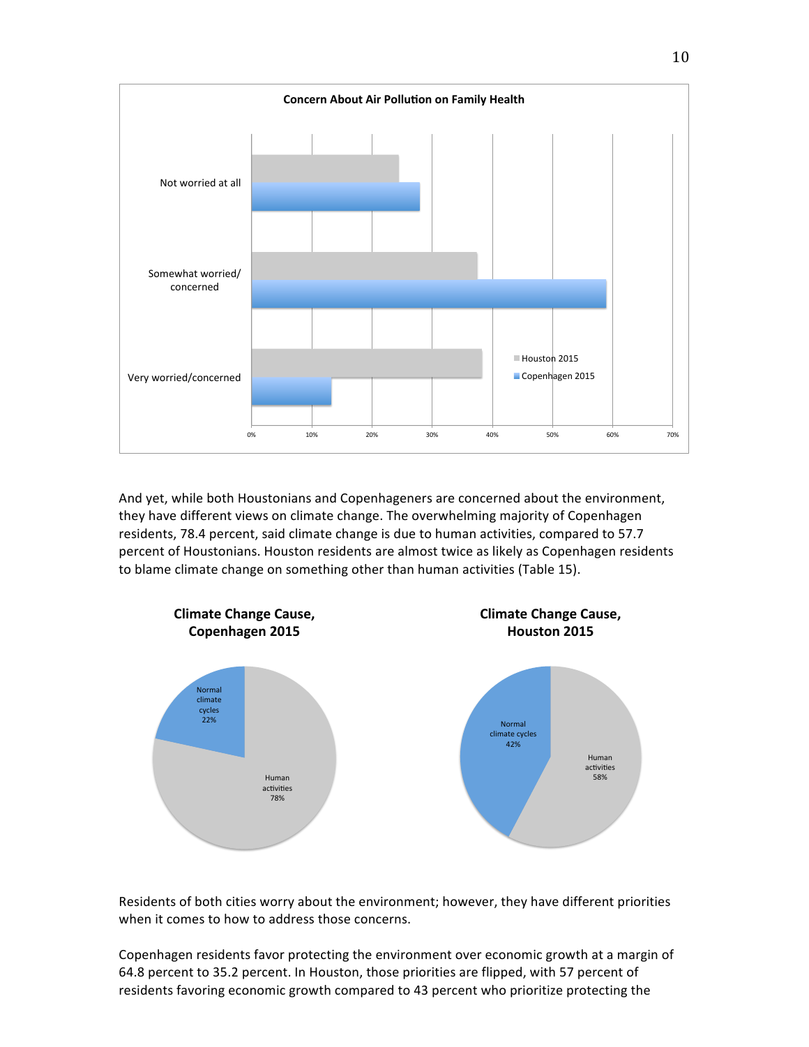**Concern About Air Pollution on Family Health**

And yet, while both Houstonians and Copenhageners are concerned about the environment, they have different views on climate change. The overwhelming majority of Copenhagen residents, 78.4 percent, said climate change is due to human activities, compared to 57.7 percent of Houstonians. Houston residents are almost twice as likely as Copenhagen residents to blame climate change on something other than human activities (Table 15).

**Climate Change Cause, Copenhagen 2015**

**Climate Change Cause, Houston 2015**

Residents of both cities worry about the environment; however, they have different priorities when it comes to how to address those concerns.

Copenhagen residents favor protecting the environment over economic growth at a margin of 64.8 percent to 35.2 percent. In Houston, those priorities are flipped, with 57 percent of residents favoring economic growth compared to 43 percent who prioritize protecting the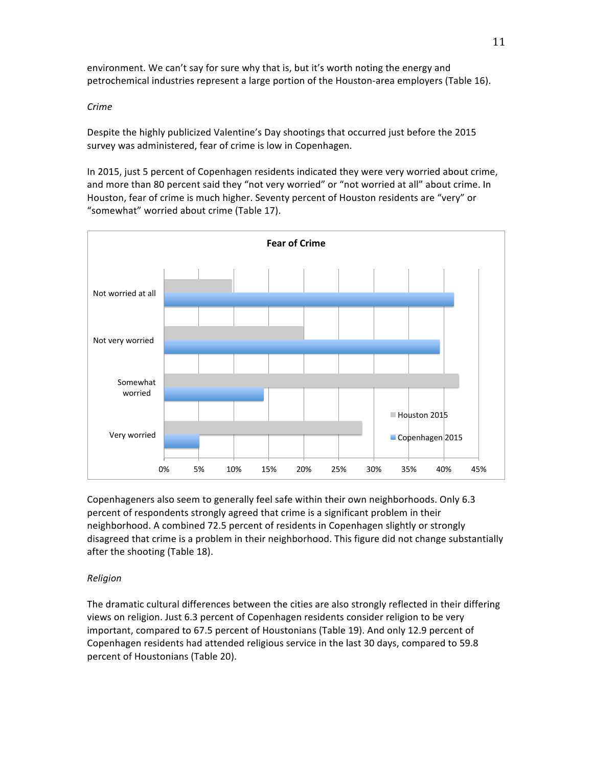environment. We can't say for sure why that is, but it's worth noting the energy and petrochemical industries represent a large portion of the Houston-area employers (Table 16).

*Crime*

Despite the highly publicized Valentine's Day shootings that occurred just before the 2015 survey was administered, fear of crime is low in Copenhagen.

In 2015, just 5 percent of Copenhagen residents indicated they were very worried about crime, and more than 80 percent said they "not very worried" or "not worried at all" about crime. In Houston, fear of crime is much higher. Seventy percent of Houston residents are "very" or "somewhat" worried about crime (Table 17).

Copenhageners also seem to generally feel safe within their own neighborhoods. Only 6.3 percent of respondents strongly agreed that crime is a significant problem in their neighborhood. A combined 72.5 percent of residents in Copenhagen slightly or strongly disagreed that crime is a problem in their neighborhood. This figure did not change substantially after the shooting (Table 18).

*Religion*

The dramatic cultural differences between the cities are also strongly reflected in their differing views on religion. Just 6.3 percent of Copenhagen residents consider religion to be very important, compared to 67.5 percent of Houstonians (Table 19). And only 12.9 percent of Copenhagen residents had attended religious service in the last 30 days, compared to 59.8 percent of Houstonians (Table 20).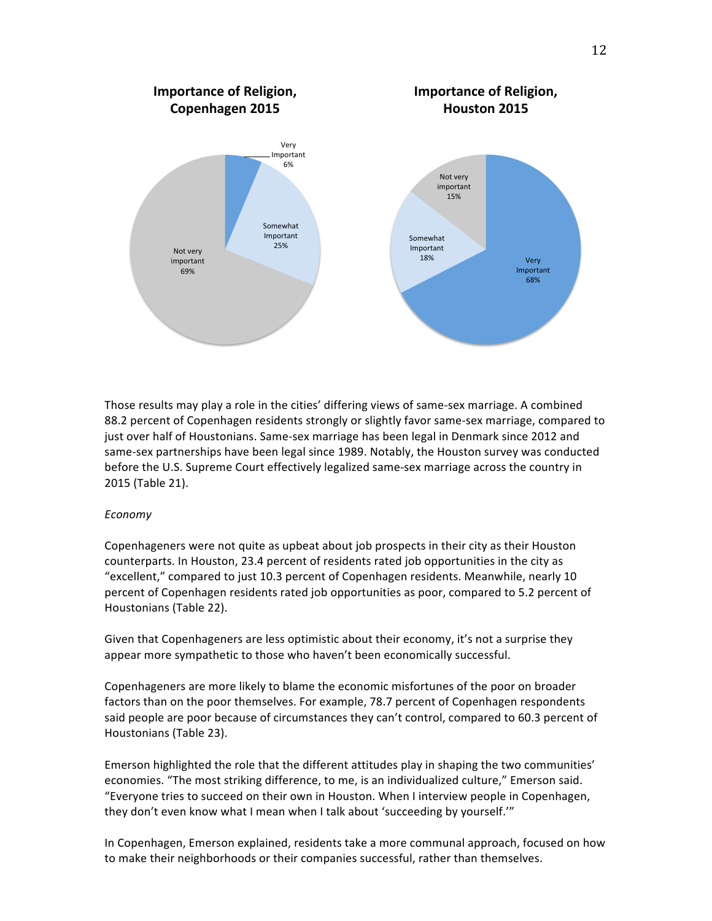**Importance of Religion, Copenhagen 2015**

- Very Important 6%
- Somewhat Important 25%
- Not very important 69%

**Importance of Religion, Houston 2015**

- Very Important 68%
- Somewhat Important 18%
- Not very important 15%

Those results may play a role in the cities' differing views of same-sex marriage. A combined 88.2 percent of Copenhagen residents strongly or slightly favor same-sex marriage, compared to just over half of Houstonians. Same-sex marriage has been legal in Denmark since 2012 and same-sex partnerships have been legal since 1989. Notably, the Houston survey was conducted before the U.S. Supreme Court effectively legalized same-sex marriage across the country in 2015 (Table 21).

*Economy*

Copenhageners were not quite as upbeat about job prospects in their city as their Houston counterparts. In Houston, 23.4 percent of residents rated job opportunities in the city as "excellent," compared to just 10.3 percent of Copenhagen residents. Meanwhile, nearly 10 percent of Copenhagen residents rated job opportunities as poor, compared to 5.2 percent of Houstonians (Table 22).

Given that Copenhageners are less optimistic about their economy, it's not a surprise they appear more sympathetic to those who haven't been economically successful.

Copenhageners are more likely to blame the economic misfortunes of the poor on broader factors than on the poor themselves. For example, 78.7 percent of Copenhagen respondents said people are poor because of circumstances they can't control, compared to 60.3 percent of Houstonians (Table 23).

Emerson highlighted the role that the different attitudes play in shaping the two communities' economies. "The most striking difference, to me, is an individualized culture," Emerson said. "Everyone tries to succeed on their own in Houston. When I interview people in Copenhagen, they don't even know what I mean when I talk about 'succeeding by yourself.'"

In Copenhagen, Emerson explained, residents take a more communal approach, focused on how to make their neighborhoods or their companies successful, rather than themselves.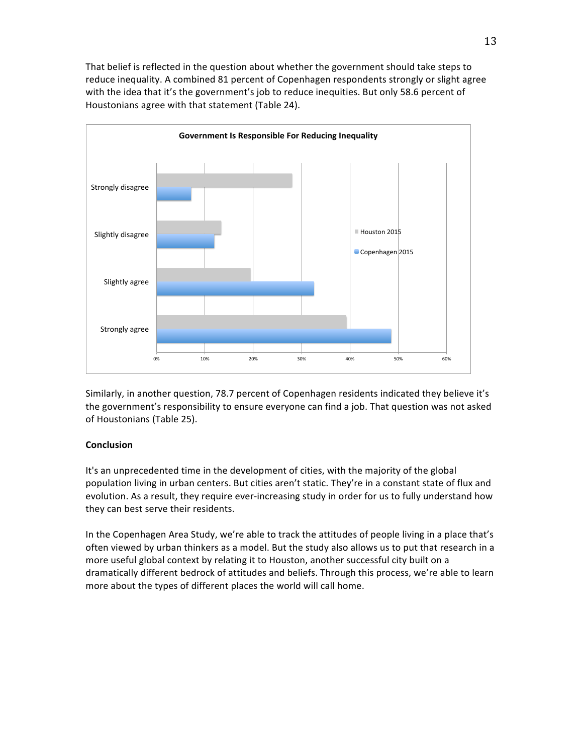That belief is reflected in the question about whether the government should take steps to reduce inequality. A combined 81 percent of Copenhagen respondents strongly or slight agree with the idea that it's the government's job to reduce inequities. But only 58.6 percent of Houstonians agree with that statement (Table 24).

**Government Is Responsible For Reducing Inequality**

Similarly, in another question, 78.7 percent of Copenhagen residents indicated they believe it's the government's responsibility to ensure everyone can find a job. That question was not asked of Houstonians (Table 25).

**Conclusion**

It's an unprecedented time in the development of cities, with the majority of the global population living in urban centers. But cities aren't static. They're in a constant state of flux and evolution. As a result, they require ever-increasing study in order for us to fully understand how they can best serve their residents.

In the Copenhagen Area Study, we're able to track the attitudes of people living in a place that's often viewed by urban thinkers as a model. But the study also allows us to put that research in a more useful global context by relating it to Houston, another successful city built on a dramatically different bedrock of attitudes and beliefs. Through this process, we're able to learn more about the types of different places the world will call home.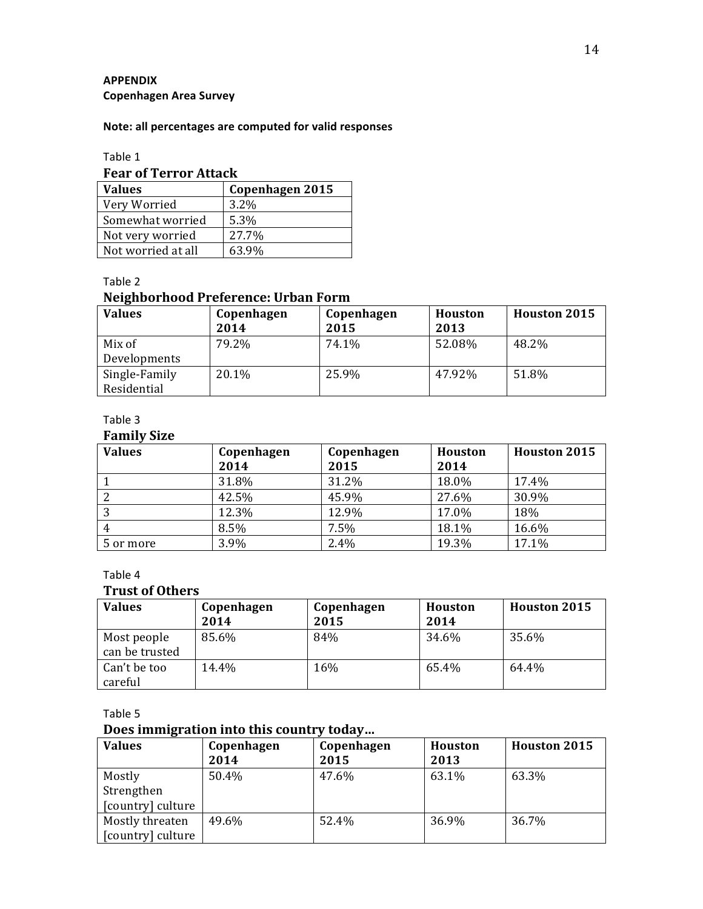**APPENDIX**
**Copenhagen Area Survey**

**Note: all percentages are computed for valid responses**

Table 1

**Fear of Terror Attack**

| Values | Copenhagen 2015 |
|---|---|
| Very Worried | 3.2% |
| Somewhat worried | 5.3% |
| Not very worried | 27.7% |
| Not worried at all | 63.9% |

Table 2

**Neighborhood Preference: Urban Form**

| Values | Copenhagen 2014 | Copenhagen 2015 | Houston 2013 | Houston 2015 |
|---|---|---|---|---|
| Mix of Developments | 79.2% | 74.1% | 52.08% | 48.2% |
| Single-Family Residential | 20.1% | 25.9% | 47.92% | 51.8% |

Table 3

**Family Size**

| Values | Copenhagen 2014 | Copenhagen 2015 | Houston 2014 | Houston 2015 |
|---|---|---|---|---|
| 1 | 31.8% | 31.2% | 18.0% | 17.4% |
| 2 | 42.5% | 45.9% | 27.6% | 30.9% |
| 3 | 12.3% | 12.9% | 17.0% | 18% |
| 4 | 8.5% | 7.5% | 18.1% | 16.6% |
| 5 or more | 3.9% | 2.4% | 19.3% | 17.1% |

Table 4

**Trust of Others**

| Values | Copenhagen 2014 | Copenhagen 2015 | Houston 2014 | Houston 2015 |
|---|---|---|---|---|
| Most people can be trusted | 85.6% | 84% | 34.6% | 35.6% |
| Can't be too careful | 14.4% | 16% | 65.4% | 64.4% |

Table 5

**Does immigration into this country today...**

| Values | Copenhagen 2014 | Copenhagen 2015 | Houston 2013 | Houston 2015 |
|---|---|---|---|---|
| Mostly Strengthen [country] culture | 50.4% | 47.6% | 63.1% | 63.3% |
| Mostly threaten [country] culture | 49.6% | 52.4% | 36.9% | 36.7% |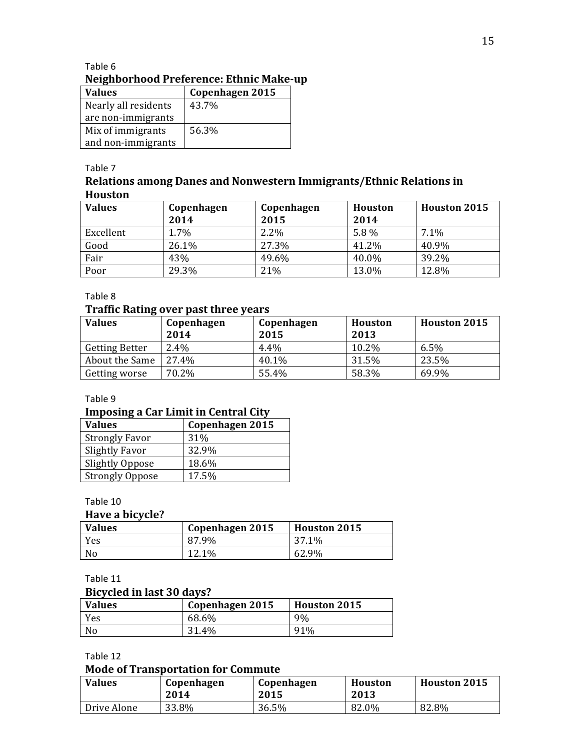Table 6

**Neighborhood Preference: Ethnic Make-up**

| Values | Copenhagen 2015 |
|---|---|
| Nearly all residents are non-immigrants | 43.7% |
| Mix of immigrants and non-immigrants | 56.3% |

Table 7

**Relations among Danes and Nonwestern Immigrants/Ethnic Relations in Houston**

| Values | Copenhagen 2014 | Copenhagen 2015 | Houston 2014 | Houston 2015 |
|---|---|---|---|---|
| Excellent | 1.7% | 2.2% | 5.8 % | 7.1% |
| Good | 26.1% | 27.3% | 41.2% | 40.9% |
| Fair | 43% | 49.6% | 40.0% | 39.2% |
| Poor | 29.3% | 21% | 13.0% | 12.8% |

Table 8

**Traffic Rating over past three years**

| Values | Copenhagen 2014 | Copenhagen 2015 | Houston 2013 | Houston 2015 |
|---|---|---|---|---|
| Getting Better | 2.4% | 4.4% | 10.2% | 6.5% |
| About the Same | 27.4% | 40.1% | 31.5% | 23.5% |
| Getting worse | 70.2% | 55.4% | 58.3% | 69.9% |

Table 9

**Imposing a Car Limit in Central City**

| Values | Copenhagen 2015 |
|---|---|
| Strongly Favor | 31% |
| Slightly Favor | 32.9% |
| Slightly Oppose | 18.6% |
| Strongly Oppose | 17.5% |

Table 10

**Have a bicycle?**

| Values | Copenhagen 2015 | Houston 2015 |
|---|---|---|
| Yes | 87.9% | 37.1% |
| No | 12.1% | 62.9% |

Table 11

**Bicycled in last 30 days?**

| Values | Copenhagen 2015 | Houston 2015 |
|---|---|---|
| Yes | 68.6% | 9% |
| No | 31.4% | 91% |

Table 12

**Mode of Transportation for Commute**

| Values | Copenhagen 2014 | Copenhagen 2015 | Houston 2013 | Houston 2015 |
|---|---|---|---|---|
| Drive Alone | 33.8% | 36.5% | 82.0% | 82.8% |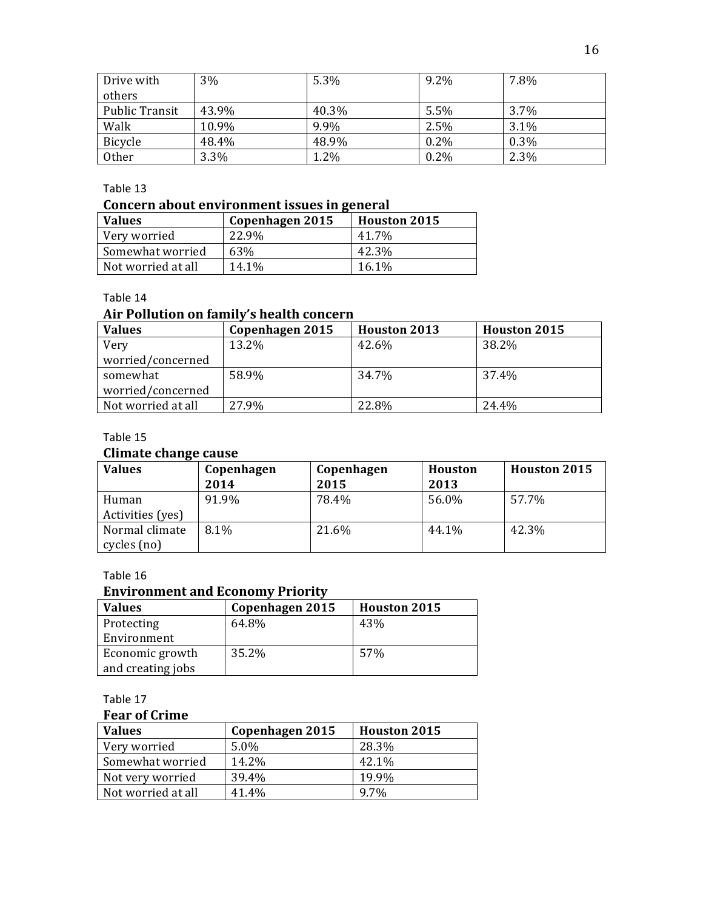| Drive with others | 3% | 5.3% | 9.2% | 7.8% |
|---|---|---|---|---|
| Public Transit | 43.9% | 40.3% | 5.5% | 3.7% |
| Walk | 10.9% | 9.9% | 2.5% | 3.1% |
| Bicycle | 48.4% | 48.9% | 0.2% | 0.3% |
| Other | 3.3% | 1.2% | 0.2% | 2.3% |

Table 13

**Concern about environment issues in general**

| Values | Copenhagen 2015 | Houston 2015 |
|---|---|---|
| Very worried | 22.9% | 41.7% |
| Somewhat worried | 63% | 42.3% |
| Not worried at all | 14.1% | 16.1% |

Table 14

**Air Pollution on family's health concern**

| Values | Copenhagen 2015 | Houston 2013 | Houston 2015 |
|---|---|---|---|
| Very worried/concerned | 13.2% | 42.6% | 38.2% |
| somewhat worried/concerned | 58.9% | 34.7% | 37.4% |
| Not worried at all | 27.9% | 22.8% | 24.4% |

Table 15

**Climate change cause**

| Values | Copenhagen 2014 | Copenhagen 2015 | Houston 2013 | Houston 2015 |
|---|---|---|---|---|
| Human Activities (yes) | 91.9% | 78.4% | 56.0% | 57.7% |
| Normal climate cycles (no) | 8.1% | 21.6% | 44.1% | 42.3% |

Table 16

**Environment and Economy Priority**

| Values | Copenhagen 2015 | Houston 2015 |
|---|---|---|
| Protecting Environment | 64.8% | 43% |
| Economic growth and creating jobs | 35.2% | 57% |

Table 17

**Fear of Crime**

| Values | Copenhagen 2015 | Houston 2015 |
|---|---|---|
| Very worried | 5.0% | 28.3% |
| Somewhat worried | 14.2% | 42.1% |
| Not very worried | 39.4% | 19.9% |
| Not worried at all | 41.4% | 9.7% |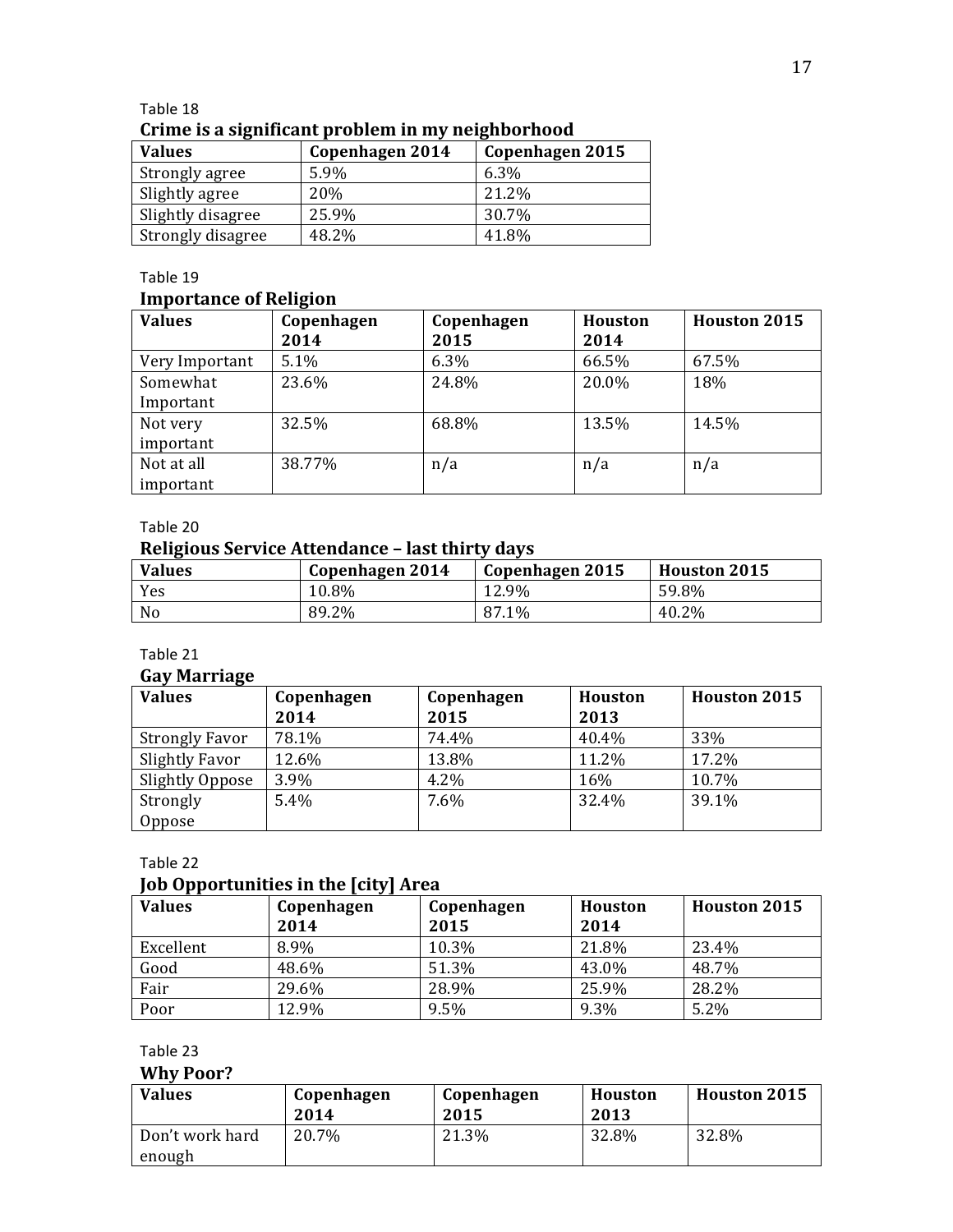Table 18

**Crime is a significant problem in my neighborhood**

| Values | Copenhagen 2014 | Copenhagen 2015 |
|---|---|---|
| Strongly agree | 5.9% | 6.3% |
| Slightly agree | 20% | 21.2% |
| Slightly disagree | 25.9% | 30.7% |
| Strongly disagree | 48.2% | 41.8% |

Table 19

**Importance of Religion**

| Values | Copenhagen 2014 | Copenhagen 2015 | Houston 2014 | Houston 2015 |
|---|---|---|---|---|
| Very Important | 5.1% | 6.3% | 66.5% | 67.5% |
| Somewhat Important | 23.6% | 24.8% | 20.0% | 18% |
| Not very important | 32.5% | 68.8% | 13.5% | 14.5% |
| Not at all important | 38.77% | n/a | n/a | n/a |

Table 20

**Religious Service Attendance – last thirty days**

| Values | Copenhagen 2014 | Copenhagen 2015 | Houston 2015 |
|---|---|---|---|
| Yes | 10.8% | 12.9% | 59.8% |
| No | 89.2% | 87.1% | 40.2% |

Table 21

**Gay Marriage**

| Values | Copenhagen 2014 | Copenhagen 2015 | Houston 2013 | Houston 2015 |
|---|---|---|---|---|
| Strongly Favor | 78.1% | 74.4% | 40.4% | 33% |
| Slightly Favor | 12.6% | 13.8% | 11.2% | 17.2% |
| Slightly Oppose | 3.9% | 4.2% | 16% | 10.7% |
| Strongly Oppose | 5.4% | 7.6% | 32.4% | 39.1% |

Table 22

**Job Opportunities in the [city] Area**

| Values | Copenhagen 2014 | Copenhagen 2015 | Houston 2014 | Houston 2015 |
|---|---|---|---|---|
| Excellent | 8.9% | 10.3% | 21.8% | 23.4% |
| Good | 48.6% | 51.3% | 43.0% | 48.7% |
| Fair | 29.6% | 28.9% | 25.9% | 28.2% |
| Poor | 12.9% | 9.5% | 9.3% | 5.2% |

Table 23

**Why Poor?**

| Values | Copenhagen 2014 | Copenhagen 2015 | Houston 2013 | Houston 2015 |
|---|---|---|---|---|
| Don't work hard enough | 20.7% | 21.3% | 32.8% | 32.8% |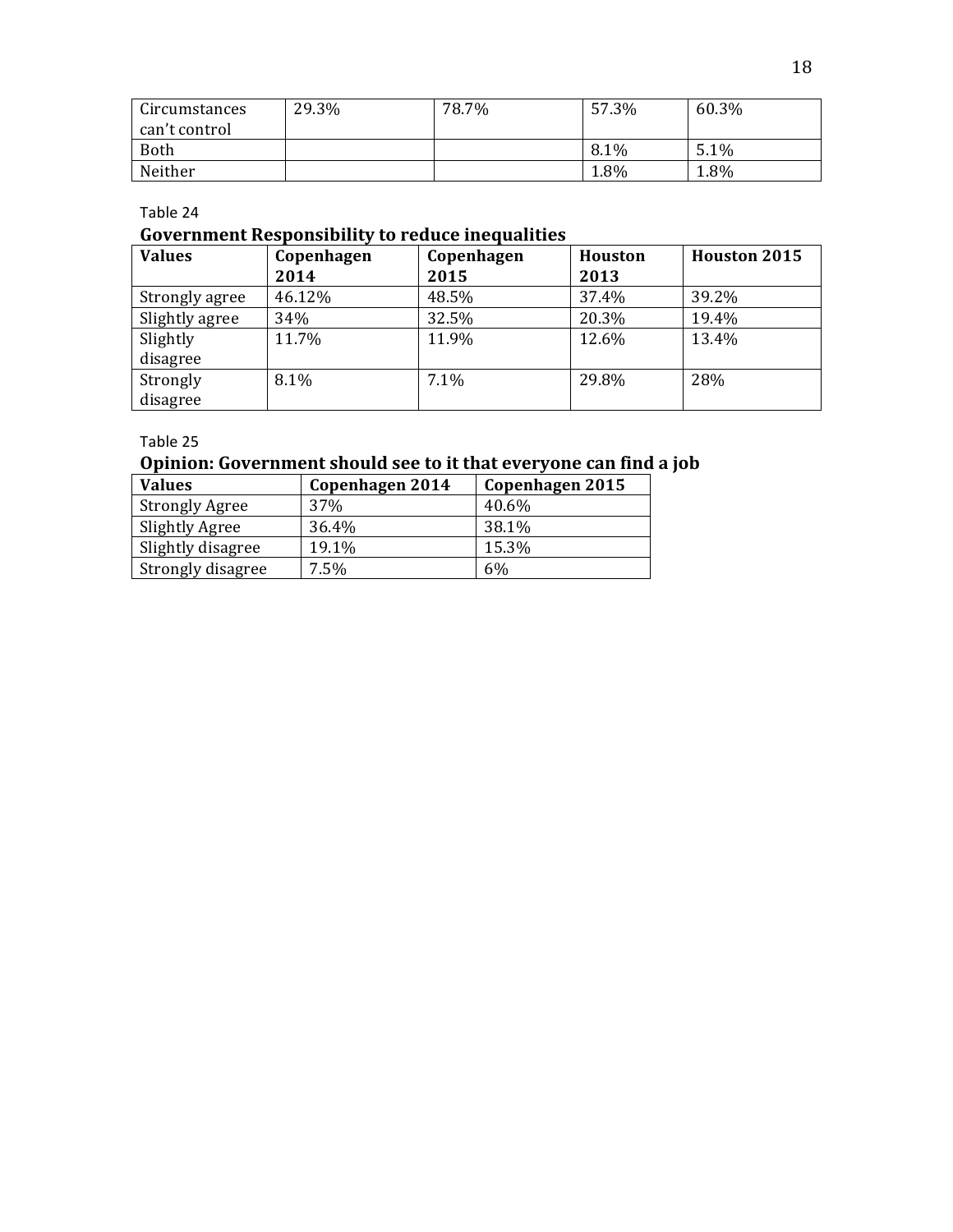| | | | | |
|---|---|---|---|---|
| Circumstances can't control | 29.3% | 78.7% | 57.3% | 60.3% |
| Both | | | 8.1% | 5.1% |
| Neither | | | 1.8% | 1.8% |

Table 24

**Government Responsibility to reduce inequalities**

| Values | Copenhagen 2014 | Copenhagen 2015 | Houston 2013 | Houston 2015 |
|---|---|---|---|---|
| Strongly agree | 46.12% | 48.5% | 37.4% | 39.2% |
| Slightly agree | 34% | 32.5% | 20.3% | 19.4% |
| Slightly disagree | 11.7% | 11.9% | 12.6% | 13.4% |
| Strongly disagree | 8.1% | 7.1% | 29.8% | 28% |

Table 25

**Opinion: Government should see to it that everyone can find a job**

| Values | Copenhagen 2014 | Copenhagen 2015 |
|---|---|---|
| Strongly Agree | 37% | 40.6% |
| Slightly Agree | 36.4% | 38.1% |
| Slightly disagree | 19.1% | 15.3% |
| Strongly disagree | 7.5% | 6% |